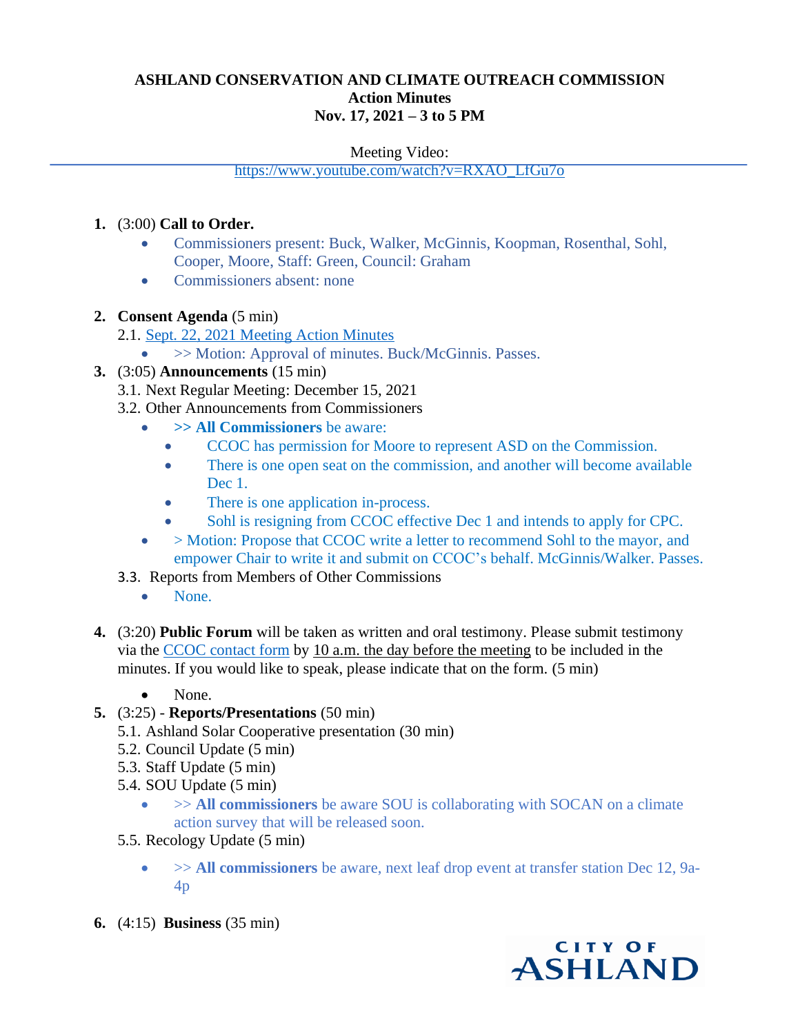**ASHLAND CONSERVATION AND CLIMATE OUTREACH COMMISSION**
**Action Minutes**
**Nov. 17, 2021 – 3 to 5 PM**

Meeting Video:
https://www.youtube.com/watch?v=RXAO_LfGu7o

1. (3:00) **Call to Order.**
   - Commissioners present: Buck, Walker, McGinnis, Koopman, Rosenthal, Sohl, Cooper, Moore, Staff: Green, Council: Graham
   - Commissioners absent: none

2. **Consent Agenda** (5 min)
   2.1. Sept. 22, 2021 Meeting Action Minutes
   - >> Motion: Approval of minutes. Buck/McGinnis. Passes.

3. (3:05) **Announcements** (15 min)
   3.1. Next Regular Meeting: December 15, 2021
   3.2. Other Announcements from Commissioners
   - **>> All Commissioners** be aware:
     - CCOC has permission for Moore to represent ASD on the Commission.
     - There is one open seat on the commission, and another will become available Dec 1.
     - There is one application in-process.
     - Sohl is resigning from CCOC effective Dec 1 and intends to apply for CPC.
   - > Motion: Propose that CCOC write a letter to recommend Sohl to the mayor, and empower Chair to write it and submit on CCOC's behalf. McGinnis/Walker. Passes.

   3.3. Reports from Members of Other Commissions
   - None.

4. (3:20) **Public Forum** will be taken as written and oral testimony. Please submit testimony via the CCOC contact form by 10 a.m. the day before the meeting to be included in the minutes. If you would like to speak, please indicate that on the form. (5 min)
   - None.

5. (3:25) - **Reports/Presentations** (50 min)
   5.1. Ashland Solar Cooperative presentation (30 min)
   5.2. Council Update (5 min)
   5.3. Staff Update (5 min)
   5.4. SOU Update (5 min)
   - >> **All commissioners** be aware SOU is collaborating with SOCAN on a climate action survey that will be released soon.

   5.5. Recology Update (5 min)
   - >> **All commissioners** be aware, next leaf drop event at transfer station Dec 12, 9a-4p

6. (4:15) **Business** (35 min)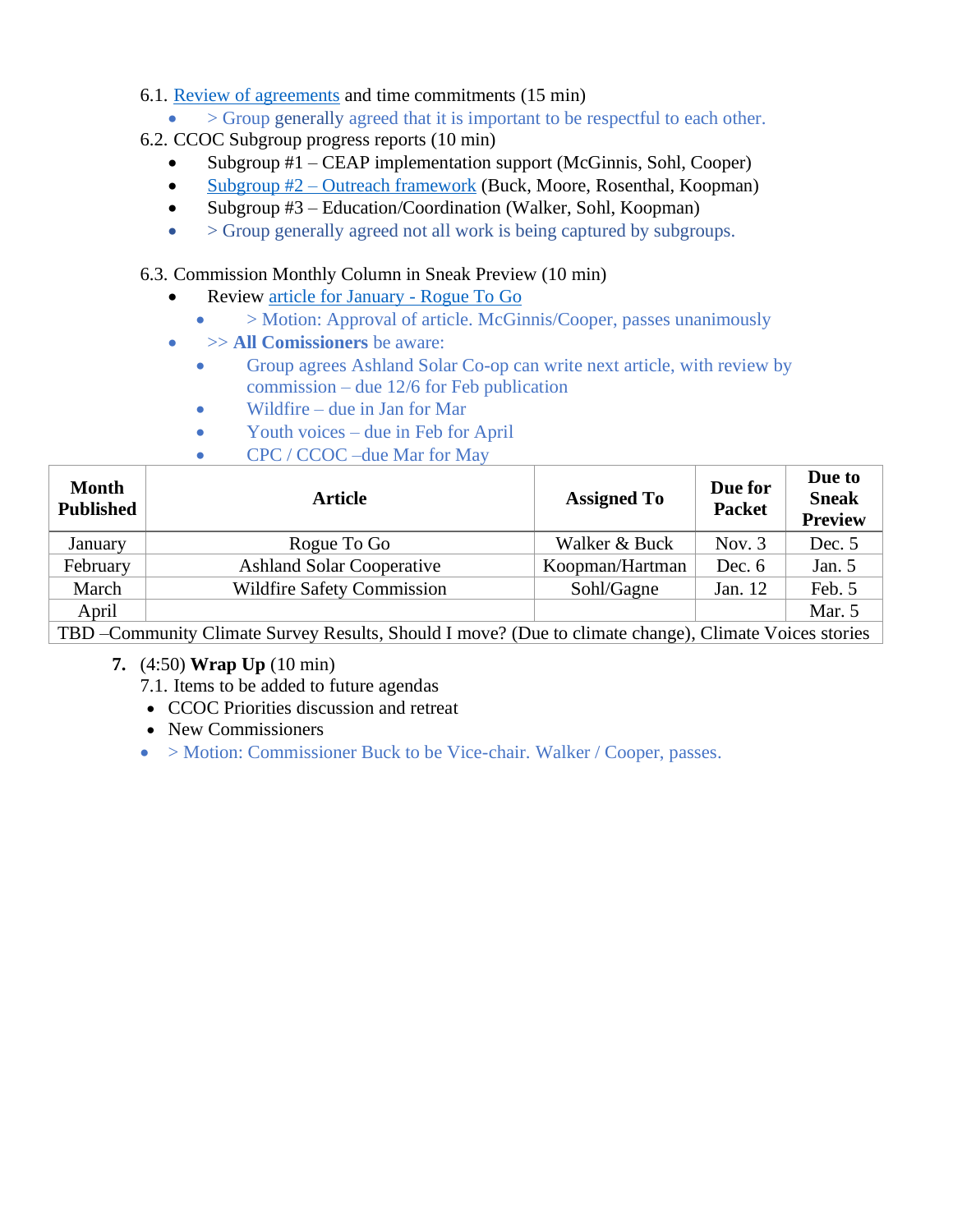6.1. Review of agreements and time commitments (15 min)

- > Group generally agreed that it is important to be respectful to each other.

6.2. CCOC Subgroup progress reports (10 min)

- Subgroup #1 – CEAP implementation support (McGinnis, Sohl, Cooper)
- Subgroup #2 – Outreach framework (Buck, Moore, Rosenthal, Koopman)
- Subgroup #3 – Education/Coordination (Walker, Sohl, Koopman)
- > Group generally agreed not all work is being captured by subgroups.

6.3. Commission Monthly Column in Sneak Preview (10 min)

- Review article for January - Rogue To Go
    - > Motion: Approval of article. McGinnis/Cooper, passes unanimously
- >> **All Comissioners** be aware:
    - Group agrees Ashland Solar Co-op can write next article, with review by commission – due 12/6 for Feb publication
    - Wildfire – due in Jan for Mar
    - Youth voices – due in Feb for April
    - CPC / CCOC –due Mar for May

| Month Published | Article | Assigned To | Due for Packet | Due to Sneak Preview |
|---|---|---|---|---|
| January | Rogue To Go | Walker & Buck | Nov. 3 | Dec. 5 |
| February | Ashland Solar Cooperative | Koopman/Hartman | Dec. 6 | Jan. 5 |
| March | Wildfire Safety Commission | Sohl/Gagne | Jan. 12 | Feb. 5 |
| April | | | | Mar. 5 |
| TBD –Community Climate Survey Results, Should I move? (Due to climate change), Climate Voices stories | | | | |

**7.** (4:50) **Wrap Up** (10 min)

7.1. Items to be added to future agendas

- CCOC Priorities discussion and retreat
- New Commissioners
- > Motion: Commissioner Buck to be Vice-chair. Walker / Cooper, passes.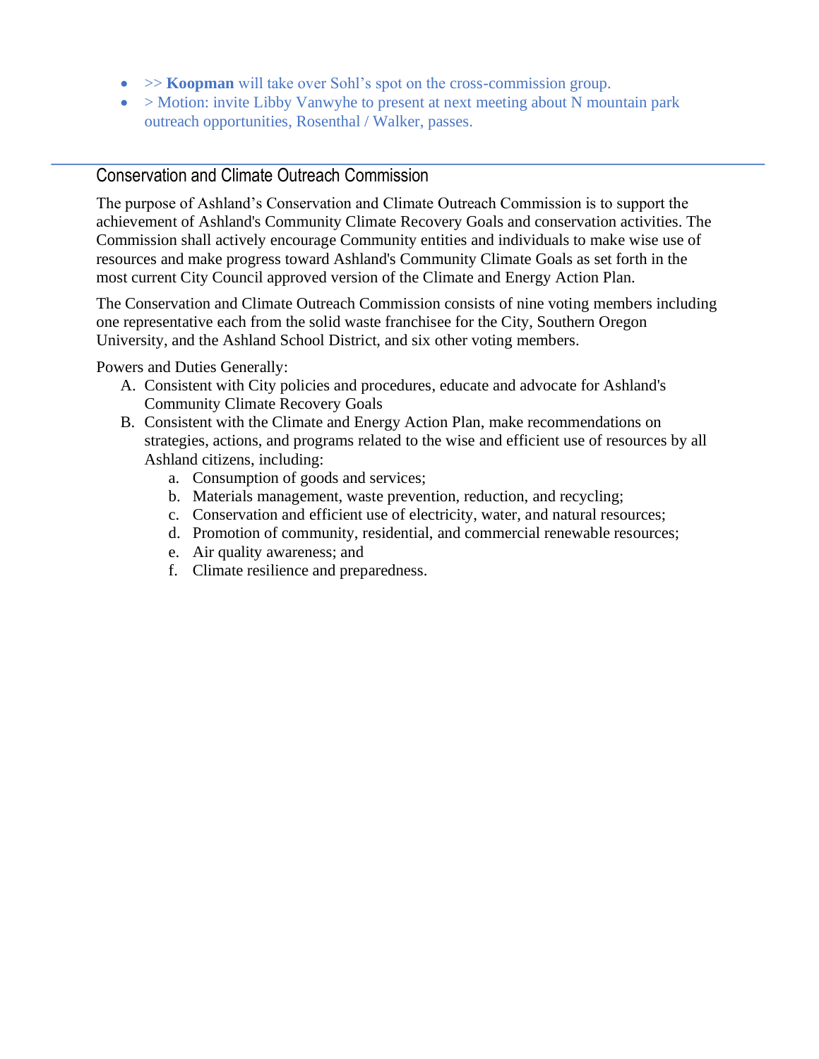- >> **Koopman** will take over Sohl's spot on the cross-commission group.
- > Motion: invite Libby Vanwyhe to present at next meeting about N mountain park outreach opportunities, Rosenthal / Walker, passes.

---

## Conservation and Climate Outreach Commission

The purpose of Ashland's Conservation and Climate Outreach Commission is to support the achievement of Ashland's Community Climate Recovery Goals and conservation activities. The Commission shall actively encourage Community entities and individuals to make wise use of resources and make progress toward Ashland's Community Climate Goals as set forth in the most current City Council approved version of the Climate and Energy Action Plan.

The Conservation and Climate Outreach Commission consists of nine voting members including one representative each from the solid waste franchisee for the City, Southern Oregon University, and the Ashland School District, and six other voting members.

Powers and Duties Generally:

A. Consistent with City policies and procedures, educate and advocate for Ashland's Community Climate Recovery Goals
B. Consistent with the Climate and Energy Action Plan, make recommendations on strategies, actions, and programs related to the wise and efficient use of resources by all Ashland citizens, including:
   a. Consumption of goods and services;
   b. Materials management, waste prevention, reduction, and recycling;
   c. Conservation and efficient use of electricity, water, and natural resources;
   d. Promotion of community, residential, and commercial renewable resources;
   e. Air quality awareness; and
   f. Climate resilience and preparedness.